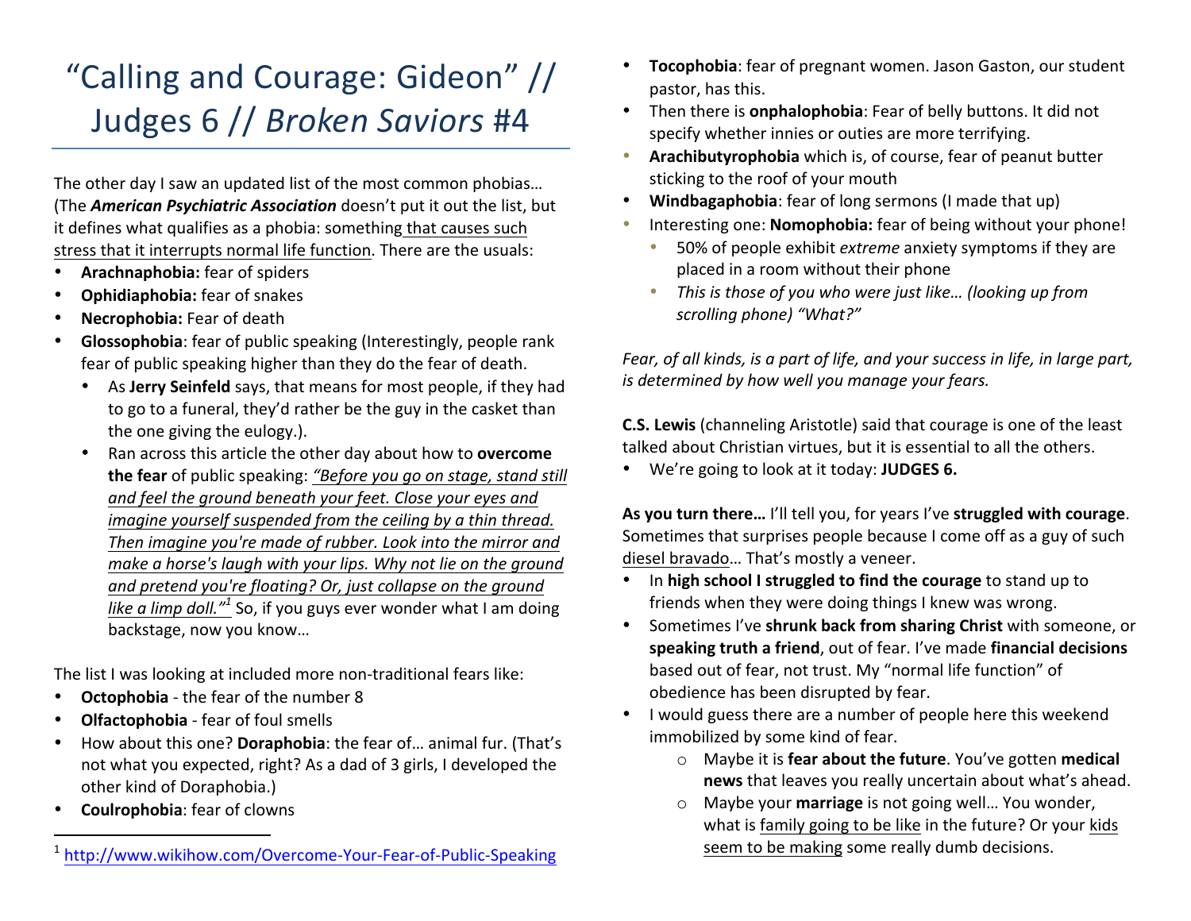# "Calling and Courage: Gideon" // Judges 6 // *Broken Saviors* #4

The other day I saw an updated list of the most common phobias… (The ***American Psychiatric Association*** doesn't put it out the list, but it defines what qualifies as a phobia: something that causes such stress that it interrupts normal life function. There are the usuals:

- **Arachnaphobia:** fear of spiders
- **Ophidiaphobia:** fear of snakes
- **Necrophobia:** Fear of death
- **Glossophobia**: fear of public speaking (Interestingly, people rank fear of public speaking higher than they do the fear of death.
  - As **Jerry Seinfeld** says, that means for most people, if they had to go to a funeral, they'd rather be the guy in the casket than the one giving the eulogy.).
  - Ran across this article the other day about how to **overcome the fear** of public speaking: *"Before you go on stage, stand still and feel the ground beneath your feet. Close your eyes and imagine yourself suspended from the ceiling by a thin thread. Then imagine you're made of rubber. Look into the mirror and make a horse's laugh with your lips. Why not lie on the ground and pretend you're floating? Or, just collapse on the ground like a limp doll."*[1] So, if you guys ever wonder what I am doing backstage, now you know…

The list I was looking at included more non-traditional fears like:

- **Octophobia** - the fear of the number 8
- **Olfactophobia** - fear of foul smells
- How about this one? **Doraphobia**: the fear of… animal fur. (That's not what you expected, right? As a dad of 3 girls, I developed the other kind of Doraphobia.)
- **Coulrophobia**: fear of clowns
- **Tocophobia**: fear of pregnant women. Jason Gaston, our student pastor, has this.
- Then there is **onphalophobia**: Fear of belly buttons. It did not specify whether innies or outies are more terrifying.
- **Arachibutyrophobia** which is, of course, fear of peanut butter sticking to the roof of your mouth
- **Windbagaphobia**: fear of long sermons (I made that up)
- Interesting one: **Nomophobia:** fear of being without your phone!
  - 50% of people exhibit *extreme* anxiety symptoms if they are placed in a room without their phone
  - *This is those of you who were just like… (looking up from scrolling phone) "What?"*

*Fear, of all kinds, is a part of life, and your success in life, in large part, is determined by how well you manage your fears.*

**C.S. Lewis** (channeling Aristotle) said that courage is one of the least talked about Christian virtues, but it is essential to all the others.

- We're going to look at it today: **JUDGES 6.**

**As you turn there…** I'll tell you, for years I've **struggled with courage**. Sometimes that surprises people because I come off as a guy of such diesel bravado… That's mostly a veneer.

- In **high school I struggled to find the courage** to stand up to friends when they were doing things I knew was wrong.
- Sometimes I've **shrunk back from sharing Christ** with someone, or **speaking truth a friend**, out of fear. I've made **financial decisions** based out of fear, not trust. My "normal life function" of obedience has been disrupted by fear.
- I would guess there are a number of people here this weekend immobilized by some kind of fear.
  - Maybe it is **fear about the future**. You've gotten **medical news** that leaves you really uncertain about what's ahead.
  - Maybe your **marriage** is not going well… You wonder, what is family going to be like in the future? Or your kids seem to be making some really dumb decisions.

---

[1] http://www.wikihow.com/Overcome-Your-Fear-of-Public-Speaking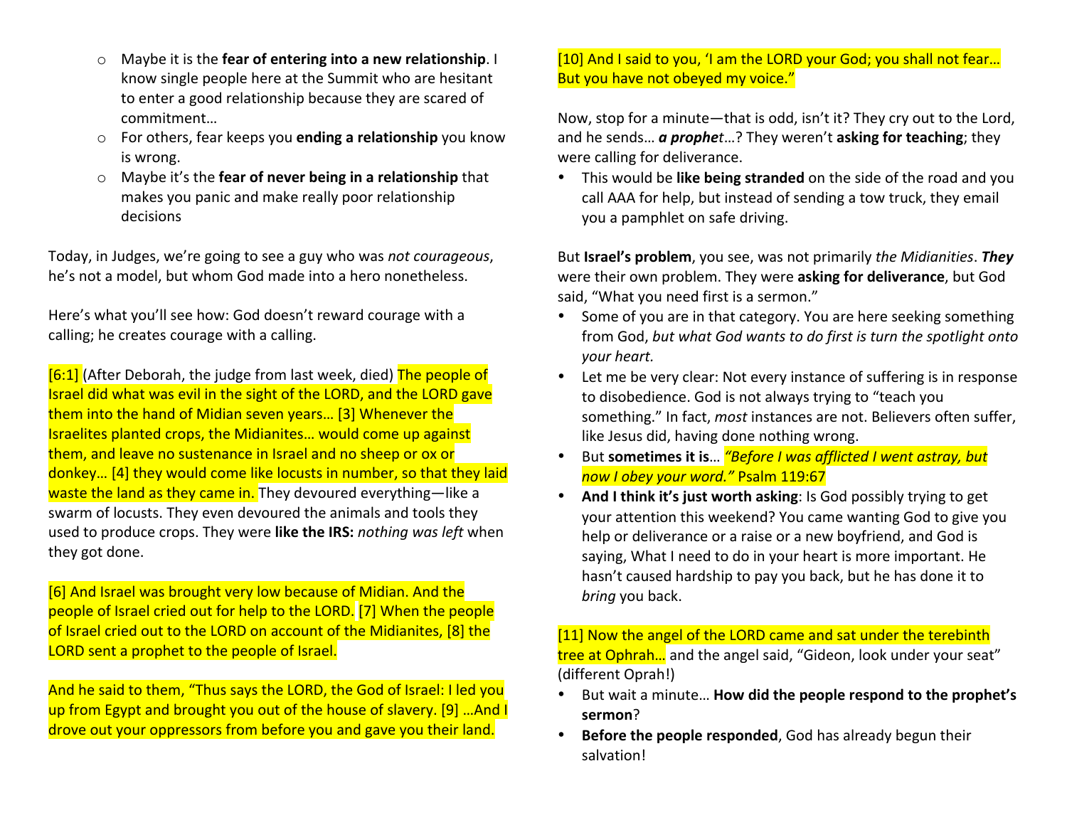- Maybe it is the **fear of entering into a new relationship**. I know single people here at the Summit who are hesitant to enter a good relationship because they are scared of commitment…
- For others, fear keeps you **ending a relationship** you know is wrong.
- Maybe it's the **fear of never being in a relationship** that makes you panic and make really poor relationship decisions

Today, in Judges, we're going to see a guy who was *not courageous*, he's not a model, but whom God made into a hero nonetheless.

Here's what you'll see how: God doesn't reward courage with a calling; he creates courage with a calling.

[6:1] (After Deborah, the judge from last week, died) The people of Israel did what was evil in the sight of the LORD, and the LORD gave them into the hand of Midian seven years… [3] Whenever the Israelites planted crops, the Midianites… would come up against them, and leave no sustenance in Israel and no sheep or ox or donkey… [4] they would come like locusts in number, so that they laid waste the land as they came in. They devoured everything—like a swarm of locusts. They even devoured the animals and tools they used to produce crops. They were **like the IRS:** *nothing was left* when they got done.

[6] And Israel was brought very low because of Midian. And the people of Israel cried out for help to the LORD. [7] When the people of Israel cried out to the LORD on account of the Midianites, [8] the LORD sent a prophet to the people of Israel.

And he said to them, "Thus says the LORD, the God of Israel: I led you up from Egypt and brought you out of the house of slavery. [9] …And I drove out your oppressors from before you and gave you their land.

[10] And I said to you, 'I am the LORD your God; you shall not fear… But you have not obeyed my voice."

Now, stop for a minute—that is odd, isn't it? They cry out to the Lord, and he sends… ***a prophet***…? They weren't **asking for teaching**; they were calling for deliverance.

- This would be **like being stranded** on the side of the road and you call AAA for help, but instead of sending a tow truck, they email you a pamphlet on safe driving.

But **Israel's problem**, you see, was not primarily *the Midianities*. ***They*** were their own problem. They were **asking for deliverance**, but God said, "What you need first is a sermon."

- Some of you are in that category. You are here seeking something from God, *but what God wants to do first is turn the spotlight onto your heart.*
- Let me be very clear: Not every instance of suffering is in response to disobedience. God is not always trying to "teach you something." In fact, *most* instances are not. Believers often suffer, like Jesus did, having done nothing wrong.
- But **sometimes it is**… *"Before I was afflicted I went astray, but now I obey your word."* Psalm 119:67
- **And I think it's just worth asking**: Is God possibly trying to get your attention this weekend? You came wanting God to give you help or deliverance or a raise or a new boyfriend, and God is saying, What I need to do in your heart is more important. He hasn't caused hardship to pay you back, but he has done it to *bring* you back.

[11] Now the angel of the LORD came and sat under the terebinth tree at Ophrah… and the angel said, "Gideon, look under your seat" (different Oprah!)

- But wait a minute… **How did the people respond to the prophet's sermon**?
- **Before the people responded**, God has already begun their salvation!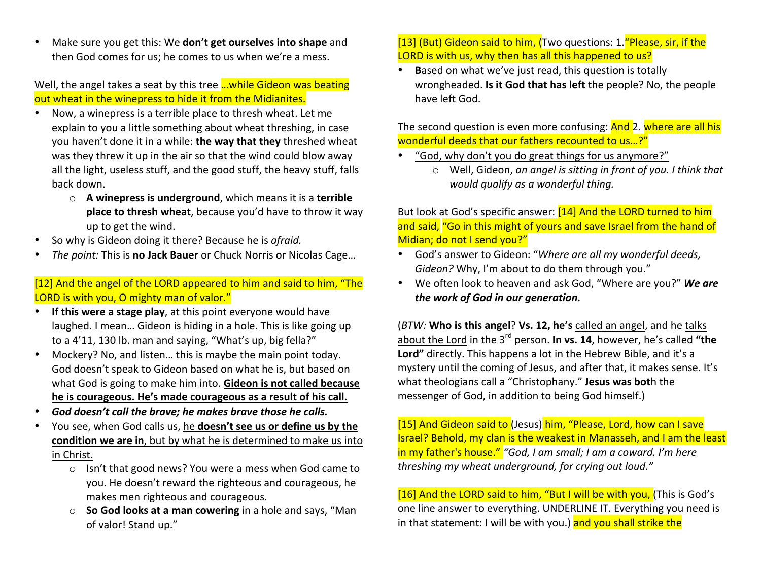- Make sure you get this: We **don't get ourselves into shape** and then God comes for us; he comes to us when we're a mess.

Well, the angel takes a seat by this tree …while Gideon was beating out wheat in the winepress to hide it from the Midianites.

- Now, a winepress is a terrible place to thresh wheat. Let me explain to you a little something about wheat threshing, in case you haven't done it in a while: **the way that they** threshed wheat was they threw it up in the air so that the wind could blow away all the light, useless stuff, and the good stuff, the heavy stuff, falls back down.
    - **A winepress is underground**, which means it is a **terrible place to thresh wheat**, because you'd have to throw it way up to get the wind.
- So why is Gideon doing it there? Because he is *afraid.*
- *The point:* This is **no Jack Bauer** or Chuck Norris or Nicolas Cage…

[12] And the angel of the LORD appeared to him and said to him, "The LORD is with you, O mighty man of valor."

- **If this were a stage play**, at this point everyone would have laughed. I mean… Gideon is hiding in a hole. This is like going up to a 4'11, 130 lb. man and saying, "What's up, big fella?"
- Mockery? No, and listen… this is maybe the main point today. God doesn't speak to Gideon based on what he is, but based on what God is going to make him into. **Gideon is not called because he is courageous. He's made courageous as a result of his call.**
- ***God doesn't call the brave; he makes brave those he calls.***
- You see, when God calls us, he **doesn't see us or define us by the condition we are in**, but by what he is determined to make us into in Christ.
    - Isn't that good news? You were a mess when God came to you. He doesn't reward the righteous and courageous, he makes men righteous and courageous.
    - **So God looks at a man cowering** in a hole and says, "Man of valor! Stand up."

[13] (But) Gideon said to him, (Two questions: 1."Please, sir, if the LORD is with us, why then has all this happened to us?

- **B**ased on what we've just read, this question is totally wrongheaded. **Is it God that has left** the people? No, the people have left God.

The second question is even more confusing: And 2. where are all his wonderful deeds that our fathers recounted to us…?"

- "God, why don't you do great things for us anymore?"
    - Well, Gideon, *an angel is sitting in front of you. I think that would qualify as a wonderful thing.*

But look at God's specific answer: [14] And the LORD turned to him and said, "Go in this might of yours and save Israel from the hand of Midian; do not I send you?"

- God's answer to Gideon: "*Where are all my wonderful deeds, Gideon?* Why, I'm about to do them through you."
- We often look to heaven and ask God, "Where are you?" ***We are the work of God in our generation.***

(*BTW:* **Who is this angel**? **Vs. 12, he's** called an angel, and he talks about the Lord in the 3rd person. **In vs. 14**, however, he's called **"the Lord"** directly. This happens a lot in the Hebrew Bible, and it's a mystery until the coming of Jesus, and after that, it makes sense. It's what theologians call a "Christophany." **Jesus was bot**h the messenger of God, in addition to being God himself.)

[15] And Gideon said to (Jesus) him, "Please, Lord, how can I save Israel? Behold, my clan is the weakest in Manasseh, and I am the least in my father's house." *"God, I am small; I am a coward. I'm here threshing my wheat underground, for crying out loud."*

[16] And the LORD said to him, "But I will be with you, (This is God's one line answer to everything. UNDERLINE IT. Everything you need is in that statement: I will be with you.) and you shall strike the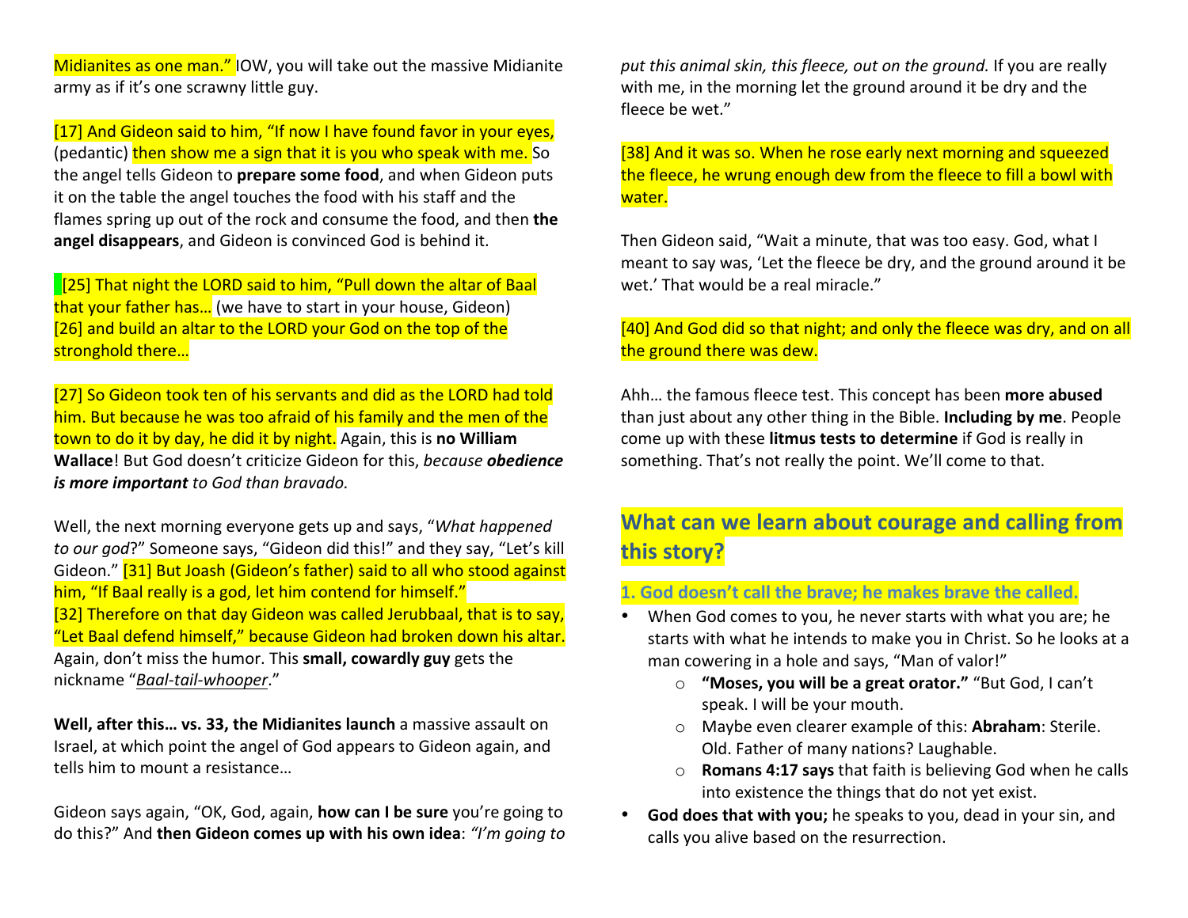Midianites as one man." IOW, you will take out the massive Midianite army as if it's one scrawny little guy.

[17] And Gideon said to him, "If now I have found favor in your eyes, (pedantic) then show me a sign that it is you who speak with me. So the angel tells Gideon to **prepare some food**, and when Gideon puts it on the table the angel touches the food with his staff and the flames spring up out of the rock and consume the food, and then **the angel disappears**, and Gideon is convinced God is behind it.

[25] That night the LORD said to him, "Pull down the altar of Baal that your father has… (we have to start in your house, Gideon) [26] and build an altar to the LORD your God on the top of the stronghold there…

[27] So Gideon took ten of his servants and did as the LORD had told him. But because he was too afraid of his family and the men of the town to do it by day, he did it by night. Again, this is **no William Wallace**! But God doesn't criticize Gideon for this, *because **obedience is more important** to God than bravado.*

Well, the next morning everyone gets up and says, "*What happened to our god*?" Someone says, "Gideon did this!" and they say, "Let's kill Gideon." [31] But Joash (Gideon's father) said to all who stood against him, "If Baal really is a god, let him contend for himself." [32] Therefore on that day Gideon was called Jerubbaal, that is to say, "Let Baal defend himself," because Gideon had broken down his altar. Again, don't miss the humor. This **small, cowardly guy** gets the nickname "*Baal-tail-whooper*."

**Well, after this… vs. 33, the Midianites launch** a massive assault on Israel, at which point the angel of God appears to Gideon again, and tells him to mount a resistance…

Gideon says again, "OK, God, again, **how can I be sure** you're going to do this?" And **then Gideon comes up with his own idea**: *"I'm going to put this animal skin, this fleece, out on the ground.* If you are really with me, in the morning let the ground around it be dry and the fleece be wet."

[38] And it was so. When he rose early next morning and squeezed the fleece, he wrung enough dew from the fleece to fill a bowl with water.

Then Gideon said, "Wait a minute, that was too easy. God, what I meant to say was, 'Let the fleece be dry, and the ground around it be wet.' That would be a real miracle."

[40] And God did so that night; and only the fleece was dry, and on all the ground there was dew.

Ahh… the famous fleece test. This concept has been **more abused** than just about any other thing in the Bible. **Including by me**. People come up with these **litmus tests to determine** if God is really in something. That's not really the point. We'll come to that.

## What can we learn about courage and calling from this story?

### 1. God doesn't call the brave; he makes brave the called.

- When God comes to you, he never starts with what you are; he starts with what he intends to make you in Christ. So he looks at a man cowering in a hole and says, "Man of valor!"
  - **"Moses, you will be a great orator."** "But God, I can't speak. I will be your mouth.
  - Maybe even clearer example of this: **Abraham**: Sterile. Old. Father of many nations? Laughable.
  - **Romans 4:17 says** that faith is believing God when he calls into existence the things that do not yet exist.
- **God does that with you;** he speaks to you, dead in your sin, and calls you alive based on the resurrection.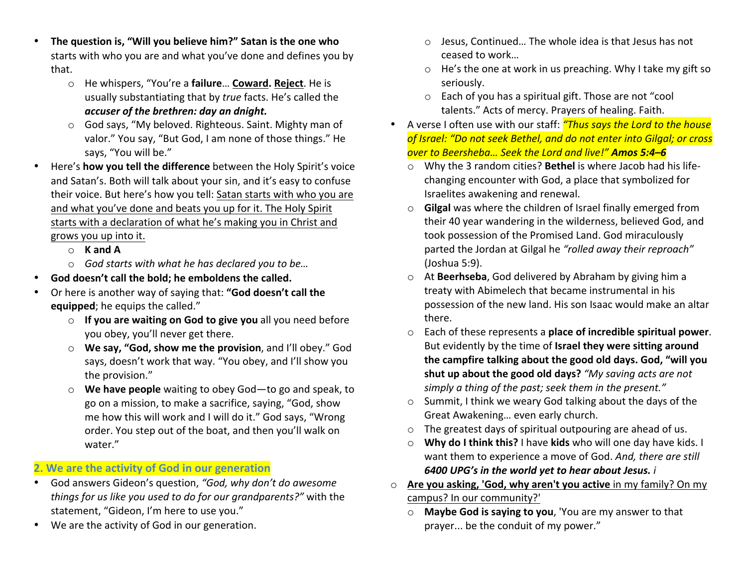- **The question is, "Will you believe him?" Satan is the one who** starts with who you are and what you've done and defines you by that.
  - He whispers, "You're a **failure**… **<u>Coward</u>. <u>Reject</u>**. He is usually substantiating that by *true* facts. He's called the ***accuser of the brethren: day an dnight.***
  - God says, "My beloved. Righteous. Saint. Mighty man of valor." You say, "But God, I am none of those things." He says, "You will be."
- Here's **how you tell the difference** between the Holy Spirit's voice and Satan's. Both will talk about your sin, and it's easy to confuse their voice. But here's how you tell: <u>Satan starts with who you are and what you've done and beats you up for it. The Holy Spirit starts with a declaration of what he's making you in Christ and grows you up into it.</u>
  - **K and A**
  - *God starts with what he has declared you to be…*
- **God doesn't call the bold; he emboldens the called.**
- Or here is another way of saying that: **"God doesn't call the equipped**; he equips the called."
  - **If you are waiting on God to give you** all you need before you obey, you'll never get there.
  - **We say, "God, show me the provision**, and I'll obey." God says, doesn't work that way. "You obey, and I'll show you the provision."
  - **We have people** waiting to obey God—to go and speak, to go on a mission, to make a sacrifice, saying, "God, show me how this will work and I will do it." God says, "Wrong order. You step out of the boat, and then you'll walk on water."

## 2. We are the activity of God in our generation

- God answers Gideon's question, *"God, why don't do awesome things for us like you used to do for our grandparents?"* with the statement, "Gideon, I'm here to use you."
- We are the activity of God in our generation.
  - Jesus, Continued… The whole idea is that Jesus has not ceased to work…
  - He's the one at work in us preaching. Why I take my gift so seriously.
  - Each of you has a spiritual gift. Those are not "cool talents." Acts of mercy. Prayers of healing. Faith.
- A verse I often use with our staff: *"Thus says the Lord to the house of Israel: "Do not seek Bethel, and do not enter into Gilgal; or cross over to Beersheba… Seek the Lord and live!"* ***Amos 5:4–6***
  - Why the 3 random cities? **Bethel** is where Jacob had his life-changing encounter with God, a place that symbolized for Israelites awakening and renewal.
  - **Gilgal** was where the children of Israel finally emerged from their 40 year wandering in the wilderness, believed God, and took possession of the Promised Land. God miraculously parted the Jordan at Gilgal he *"rolled away their reproach"* (Joshua 5:9).
  - At **Beerhseba**, God delivered by Abraham by giving him a treaty with Abimelech that became instrumental in his possession of the new land. His son Isaac would make an altar there.
  - Each of these represents a **place of incredible spiritual power**. But evidently by the time of **Israel they were sitting around the campfire talking about the good old days. God, "will you shut up about the good old days?** *"My saving acts are not simply a thing of the past; seek them in the present."*
  - Summit, I think we weary God talking about the days of the Great Awakening… even early church.
  - The greatest days of spiritual outpouring are ahead of us.
  - **Why do I think this?** I have **kids** who will one day have kids. I want them to experience a move of God. *And, there are still **6400 UPG's in the world yet to hear about Jesus.** i*
- <u>**Are you asking, 'God, why aren't you active** in my family? On my campus? In our community?'</u>
  - **Maybe God is saying to you**, 'You are my answer to that prayer... be the conduit of my power."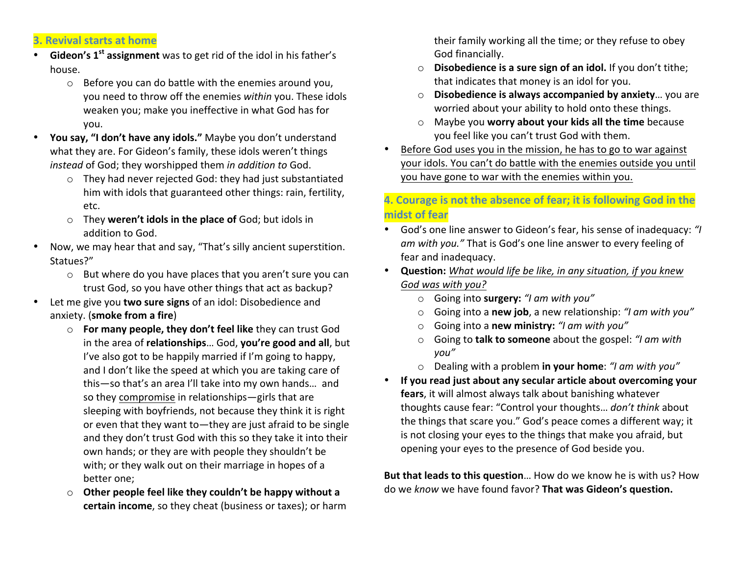### 3. Revival starts at home

- **Gideon's 1st assignment** was to get rid of the idol in his father's house.
  - Before you can do battle with the enemies around you, you need to throw off the enemies *within* you. These idols weaken you; make you ineffective in what God has for you.
- **You say, "I don't have any idols."** Maybe you don't understand what they are. For Gideon's family, these idols weren't things *instead* of God; they worshipped them *in addition to* God.
  - They had never rejected God: they had just substantiated him with idols that guaranteed other things: rain, fertility, etc.
  - They **weren't idols in the place of** God; but idols in addition to God.
- Now, we may hear that and say, "That's silly ancient superstition. Statues?"
  - But where do you have places that you aren't sure you can trust God, so you have other things that act as backup?
- Let me give you **two sure signs** of an idol: Disobedience and anxiety. (**smoke from a fire**)
  - **For many people, they don't feel like** they can trust God in the area of **relationships**… God, **you're good and all**, but I've also got to be happily married if I'm going to happy, and I don't like the speed at which you are taking care of this—so that's an area I'll take into my own hands… and so they <u>compromise</u> in relationships—girls that are sleeping with boyfriends, not because they think it is right or even that they want to—they are just afraid to be single and they don't trust God with this so they take it into their own hands; or they are with people they shouldn't be with; or they walk out on their marriage in hopes of a better one;
  - **Other people feel like they couldn't be happy without a certain income**, so they cheat (business or taxes); or harm their family working all the time; or they refuse to obey God financially.
  - **Disobedience is a sure sign of an idol.** If you don't tithe; that indicates that money is an idol for you.
  - **Disobedience is always accompanied by anxiety**… you are worried about your ability to hold onto these things.
  - Maybe you **worry about your kids all the time** because you feel like you can't trust God with them.
- <u>Before God uses you in the mission, he has to go to war against your idols. You can't do battle with the enemies outside you until you have gone to war with the enemies within you.</u>

### 4. Courage is not the absence of fear; it is following God in the midst of fear

- God's one line answer to Gideon's fear, his sense of inadequacy: *"I am with you."* That is God's one line answer to every feeling of fear and inadequacy.
- **Question:** <u>*What would life be like, in any situation, if you knew God was with you?*</u>
  - Going into **surgery:** *"I am with you"*
  - Going into a **new job**, a new relationship: *"I am with you"*
  - Going into a **new ministry:** *"I am with you"*
  - Going to **talk to someone** about the gospel: *"I am with you"*
  - Dealing with a problem **in your home**: *"I am with you"*
- **If you read just about any secular article about overcoming your fears**, it will almost always talk about banishing whatever thoughts cause fear: "Control your thoughts… *don't think* about the things that scare you." God's peace comes a different way; it is not closing your eyes to the things that make you afraid, but opening your eyes to the presence of God beside you.

**But that leads to this question**… How do we know he is with us? How do we *know* we have found favor? **That was Gideon's question.**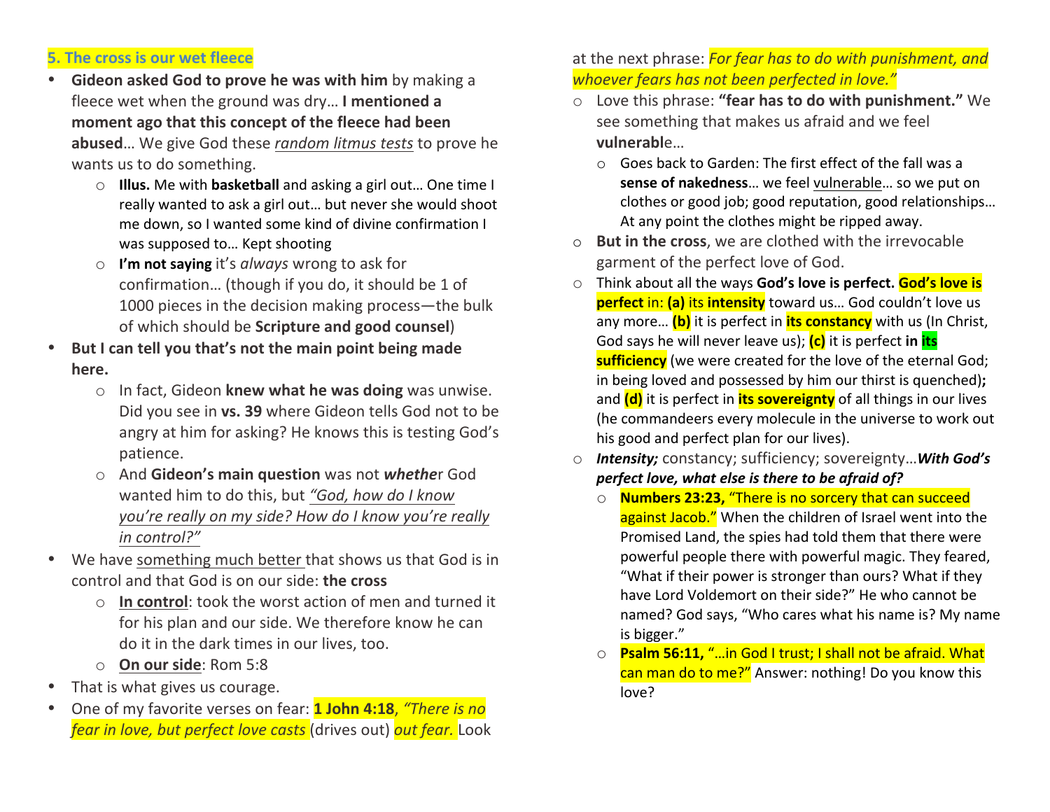## 5. The cross is our wet fleece

- **Gideon asked God to prove he was with him** by making a fleece wet when the ground was dry… **I mentioned a moment ago that this concept of the fleece had been abused**… We give God these *random litmus tests* to prove he wants us to do something.
  - **Illus.** Me with **basketball** and asking a girl out… One time I really wanted to ask a girl out… but never she would shoot me down, so I wanted some kind of divine confirmation I was supposed to… Kept shooting
  - **I'm not saying** it's *always* wrong to ask for confirmation… (though if you do, it should be 1 of 1000 pieces in the decision making process—the bulk of which should be **Scripture and good counsel**)
- **But I can tell you that's not the main point being made here.**
  - In fact, Gideon **knew what he was doing** was unwise. Did you see in **vs. 39** where Gideon tells God not to be angry at him for asking? He knows this is testing God's patience.
  - And **Gideon's main question** was not ***whethe***r God wanted him to do this, but *"God, how do I know you're really on my side? How do I know you're really in control?"*
- We have something much better that shows us that God is in control and that God is on our side: **the cross**
  - **In control**: took the worst action of men and turned it for his plan and our side. We therefore know he can do it in the dark times in our lives, too.
  - **On our side**: Rom 5:8
- That is what gives us courage.
- One of my favorite verses on fear: **1 John 4:18**, *"There is no fear in love, but perfect love casts* (drives out) *out fear.* Look at the next phrase: *For fear has to do with punishment, and whoever fears has not been perfected in love."*
  - Love this phrase: **"fear has to do with punishment."** We see something that makes us afraid and we feel **vulnerabl**e…
    - Goes back to Garden: The first effect of the fall was a **sense of nakedness**… we feel vulnerable… so we put on clothes or good job; good reputation, good relationships… At any point the clothes might be ripped away.
  - **But in the cross**, we are clothed with the irrevocable garment of the perfect love of God.
  - Think about all the ways **God's love is perfect. God's love is perfect** in: **(a)** its **intensity** toward us… God couldn't love us any more… **(b)** it is perfect in **its constancy** with us (In Christ, God says he will never leave us); **(c)** it is perfect **in its sufficiency** (we were created for the love of the eternal God; in being loved and possessed by him our thirst is quenched)**;** and **(d)** it is perfect in **its sovereignty** of all things in our lives (he commandeers every molecule in the universe to work out his good and perfect plan for our lives).
  - ***Intensity;*** constancy; sufficiency; sovereignty…***With God's perfect love, what else is there to be afraid of?***
    - **Numbers 23:23,** "There is no sorcery that can succeed against Jacob." When the children of Israel went into the Promised Land, the spies had told them that there were powerful people there with powerful magic. They feared, "What if their power is stronger than ours? What if they have Lord Voldemort on their side?" He who cannot be named? God says, "Who cares what his name is? My name is bigger."
    - **Psalm 56:11,** "…in God I trust; I shall not be afraid. What can man do to me?" Answer: nothing! Do you know this love?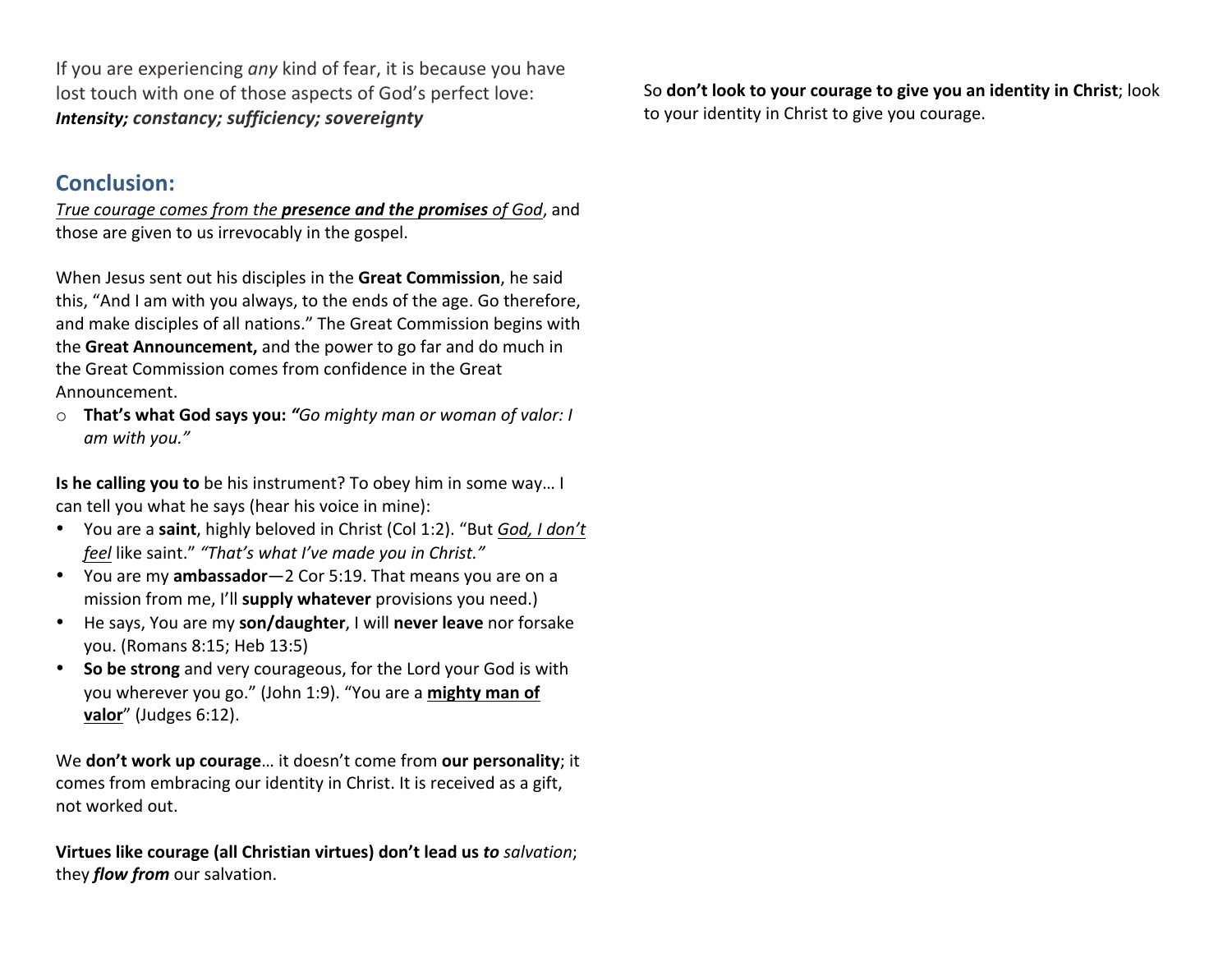If you are experiencing *any* kind of fear, it is because you have lost touch with one of those aspects of God's perfect love: ***Intensity; constancy; sufficiency; sovereignty***

## Conclusion:

*True courage comes from the* ***presence and the promises*** *of God*, and those are given to us irrevocably in the gospel.

When Jesus sent out his disciples in the **Great Commission**, he said this, "And I am with you always, to the ends of the age. Go therefore, and make disciples of all nations." The Great Commission begins with the **Great Announcement,** and the power to go far and do much in the Great Commission comes from confidence in the Great Announcement.

- **That's what God says you: *"*** *Go mighty man or woman of valor: I am with you."*

**Is he calling you to** be his instrument? To obey him in some way… I can tell you what he says (hear his voice in mine):

- You are a **saint**, highly beloved in Christ (Col 1:2). "But *God, I don't feel* like saint." *"That's what I've made you in Christ."*
- You are my **ambassador**—2 Cor 5:19. That means you are on a mission from me, I'll **supply whatever** provisions you need.)
- He says, You are my **son/daughter**, I will **never leave** nor forsake you. (Romans 8:15; Heb 13:5)
- **So be strong** and very courageous, for the Lord your God is with you wherever you go." (John 1:9). "You are a **mighty man of valor**" (Judges 6:12).

We **don't work up courage**… it doesn't come from **our personality**; it comes from embracing our identity in Christ. It is received as a gift, not worked out.

**Virtues like courage (all Christian virtues) don't lead us *to*** *salvation*; they ***flow from*** our salvation.

So **don't look to your courage to give you an identity in Christ**; look to your identity in Christ to give you courage.